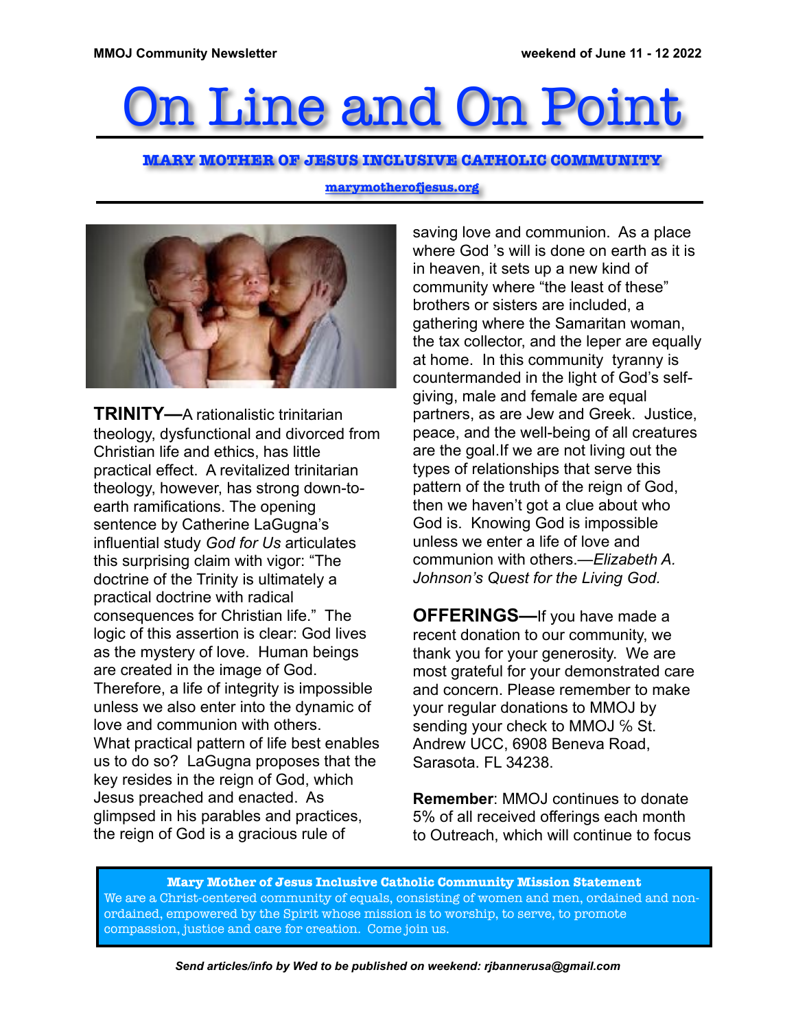MMOJ Community Newsletter — weekend of June 11 - 12 2022

# On Line and On Point

**MARY MOTHER OF JESUS INCLUSIVE CATHOLIC COMMUNITY**

marymotherofjesus.org

**TRINITY—**A rationalistic trinitarian theology, dysfunctional and divorced from Christian life and ethics, has little practical effect. A revitalized trinitarian theology, however, has strong down-to-earth ramifications. The opening sentence by Catherine LaGugna's influential study *God for Us* articulates this surprising claim with vigor: "The doctrine of the Trinity is ultimately a practical doctrine with radical consequences for Christian life." The logic of this assertion is clear: God lives as the mystery of love. Human beings are created in the image of God. Therefore, a life of integrity is impossible unless we also enter into the dynamic of love and communion with others. What practical pattern of life best enables us to do so? LaGugna proposes that the key resides in the reign of God, which Jesus preached and enacted. As glimpsed in his parables and practices, the reign of God is a gracious rule of saving love and communion. As a place where God 's will is done on earth as it is in heaven, it sets up a new kind of community where "the least of these" brothers or sisters are included, a gathering where the Samaritan woman, the tax collector, and the leper are equally at home. In this community tyranny is countermanded in the light of God's self-giving, male and female are equal partners, as are Jew and Greek. Justice, peace, and the well-being of all creatures are the goal.If we are not living out the types of relationships that serve this pattern of the truth of the reign of God, then we haven't got a clue about who God is. Knowing God is impossible unless we enter a life of love and communion with others.—*Elizabeth A. Johnson's Quest for the Living God.*

**OFFERINGS—**If you have made a recent donation to our community, we thank you for your generosity. We are most grateful for your demonstrated care and concern. Please remember to make your regular donations to MMOJ by sending your check to MMOJ % St. Andrew UCC, 6908 Beneva Road, Sarasota. FL 34238.

**Remember**: MMOJ continues to donate 5% of all received offerings each month to Outreach, which will continue to focus

**Mary Mother of Jesus Inclusive Catholic Community Mission Statement**
We are a Christ-centered community of equals, consisting of women and men, ordained and non-ordained, empowered by the Spirit whose mission is to worship, to serve, to promote compassion, justice and care for creation. Come join us.

*Send articles/info by Wed to be published on weekend: rjbannerusa@gmail.com*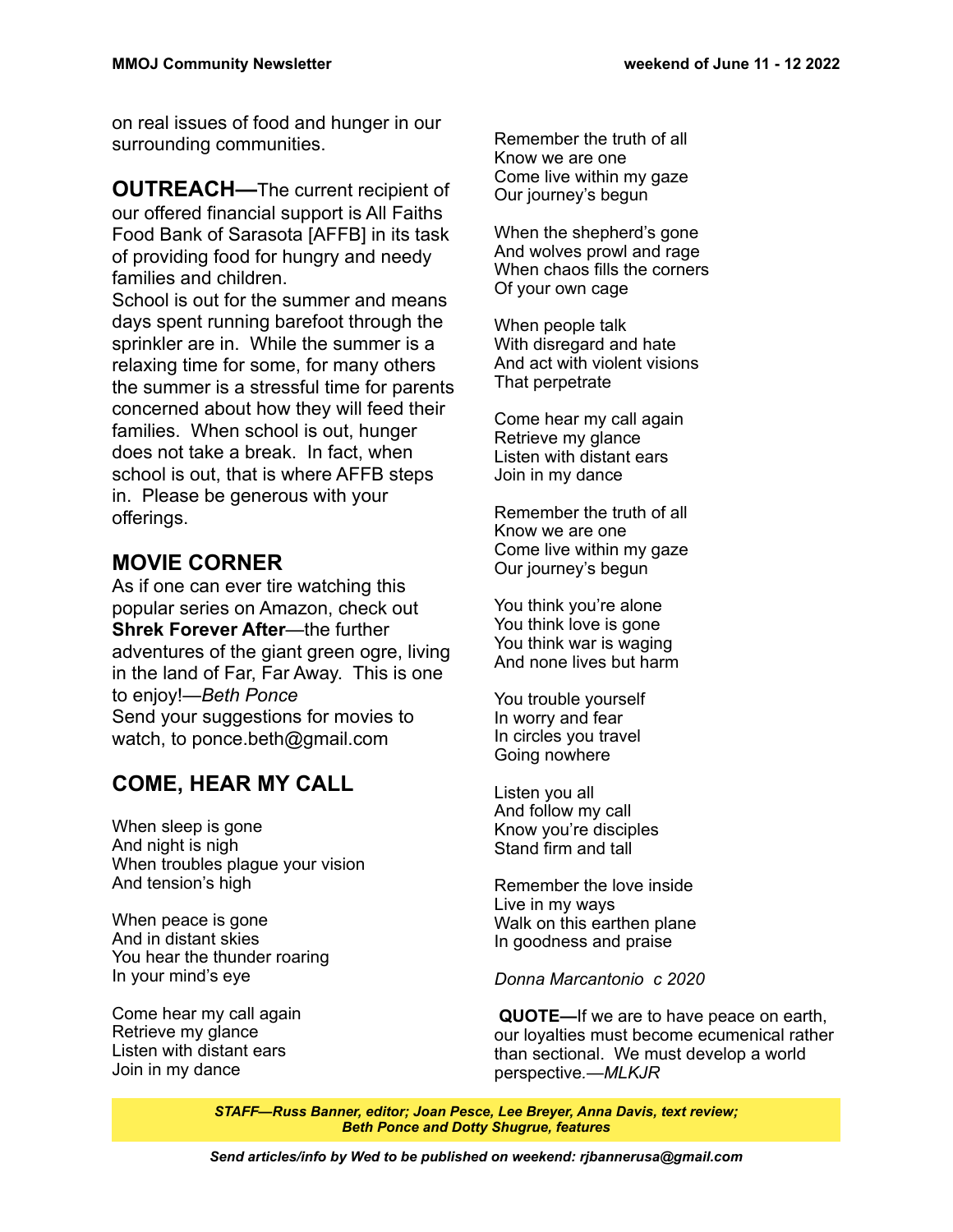on real issues of food and hunger in our surrounding communities.

**OUTREACH—**The current recipient of our offered financial support is All Faiths Food Bank of Sarasota [AFFB] in its task of providing food for hungry and needy families and children.
School is out for the summer and means days spent running barefoot through the sprinkler are in. While the summer is a relaxing time for some, for many others the summer is a stressful time for parents concerned about how they will feed their families. When school is out, hunger does not take a break. In fact, when school is out, that is where AFFB steps in. Please be generous with your offerings.

## MOVIE CORNER

As if one can ever tire watching this popular series on Amazon, check out **Shrek Forever After**—the further adventures of the giant green ogre, living in the land of Far, Far Away. This is one to enjoy!—*Beth Ponce*
Send your suggestions for movies to watch, to ponce.beth@gmail.com

## COME, HEAR MY CALL

When sleep is gone
And night is nigh
When troubles plague your vision
And tension's high

When peace is gone
And in distant skies
You hear the thunder roaring
In your mind's eye

Come hear my call again
Retrieve my glance
Listen with distant ears
Join in my dance

Remember the truth of all
Know we are one
Come live within my gaze
Our journey's begun

When the shepherd's gone
And wolves prowl and rage
When chaos fills the corners
Of your own cage

When people talk
With disregard and hate
And act with violent visions
That perpetrate

Come hear my call again
Retrieve my glance
Listen with distant ears
Join in my dance

Remember the truth of all
Know we are one
Come live within my gaze
Our journey's begun

You think you're alone
You think love is gone
You think war is waging
And none lives but harm

You trouble yourself
In worry and fear
In circles you travel
Going nowhere

Listen you all
And follow my call
Know you're disciples
Stand firm and tall

Remember the love inside
Live in my ways
Walk on this earthen plane
In goodness and praise

*Donna Marcantonio c 2020*

**QUOTE—**If we are to have peace on earth, our loyalties must become ecumenical rather than sectional. We must develop a world perspective.—*MLKJR*

***STAFF—Russ Banner, editor; Joan Pesce, Lee Breyer, Anna Davis, text review; Beth Ponce and Dotty Shugrue, features***

***Send articles/info by Wed to be published on weekend: rjbannerusa@gmail.com***